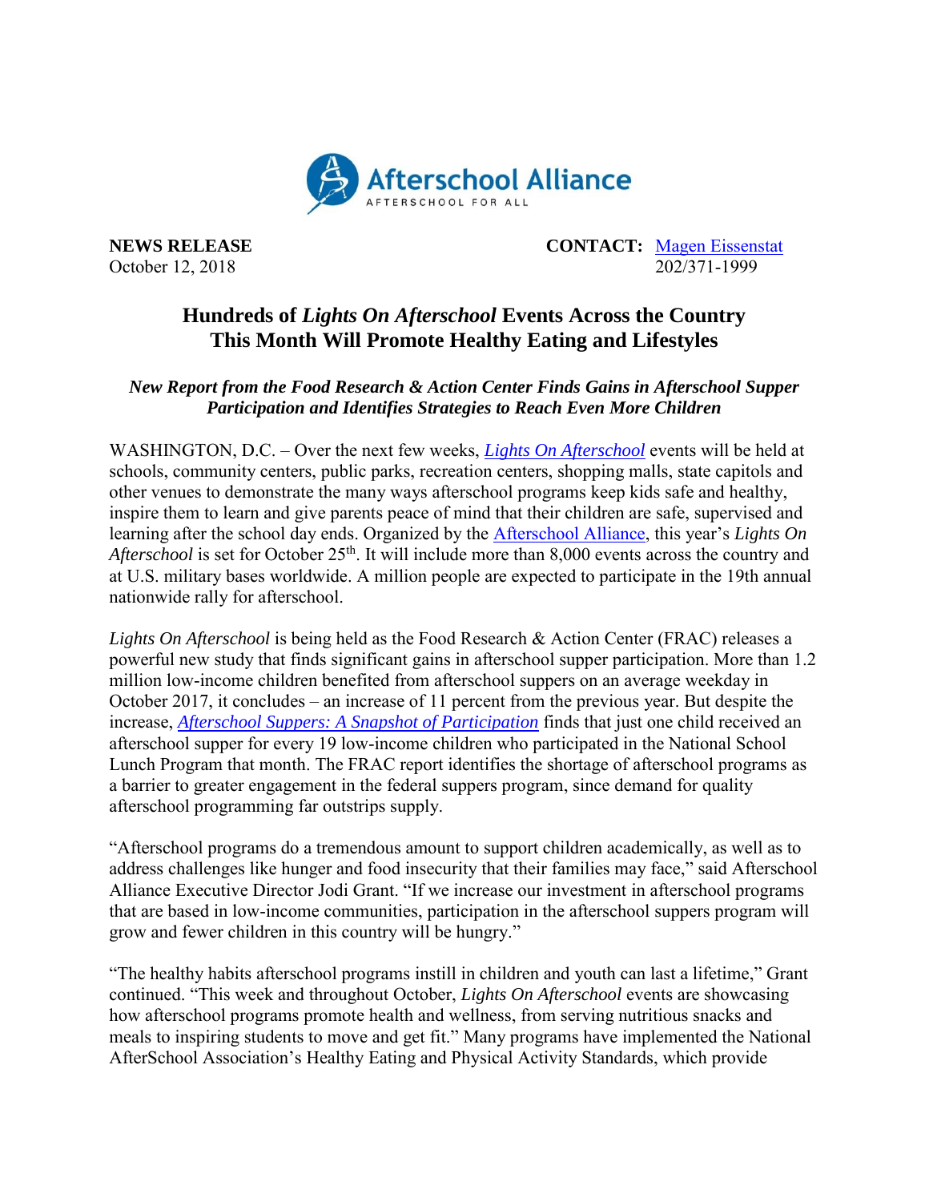Afterschool Alliance
AFTERSCHOOL FOR ALL

**NEWS RELEASE**
October 12, 2018

**CONTACT:** Magen Eissenstat
202/371-1999

# Hundreds of *Lights On Afterschool* Events Across the Country This Month Will Promote Healthy Eating and Lifestyles

***New Report from the Food Research & Action Center Finds Gains in Afterschool Supper Participation and Identifies Strategies to Reach Even More Children***

WASHINGTON, D.C. – Over the next few weeks, *Lights On Afterschool* events will be held at schools, community centers, public parks, recreation centers, shopping malls, state capitols and other venues to demonstrate the many ways afterschool programs keep kids safe and healthy, inspire them to learn and give parents peace of mind that their children are safe, supervised and learning after the school day ends. Organized by the Afterschool Alliance, this year's *Lights On Afterschool* is set for October 25th. It will include more than 8,000 events across the country and at U.S. military bases worldwide. A million people are expected to participate in the 19th annual nationwide rally for afterschool.

*Lights On Afterschool* is being held as the Food Research & Action Center (FRAC) releases a powerful new study that finds significant gains in afterschool supper participation. More than 1.2 million low-income children benefited from afterschool suppers on an average weekday in October 2017, it concludes – an increase of 11 percent from the previous year. But despite the increase, *Afterschool Suppers: A Snapshot of Participation* finds that just one child received an afterschool supper for every 19 low-income children who participated in the National School Lunch Program that month. The FRAC report identifies the shortage of afterschool programs as a barrier to greater engagement in the federal suppers program, since demand for quality afterschool programming far outstrips supply.

"Afterschool programs do a tremendous amount to support children academically, as well as to address challenges like hunger and food insecurity that their families may face," said Afterschool Alliance Executive Director Jodi Grant. "If we increase our investment in afterschool programs that are based in low-income communities, participation in the afterschool suppers program will grow and fewer children in this country will be hungry."

"The healthy habits afterschool programs instill in children and youth can last a lifetime," Grant continued. "This week and throughout October, *Lights On Afterschool* events are showcasing how afterschool programs promote health and wellness, from serving nutritious snacks and meals to inspiring students to move and get fit." Many programs have implemented the National AfterSchool Association's Healthy Eating and Physical Activity Standards, which provide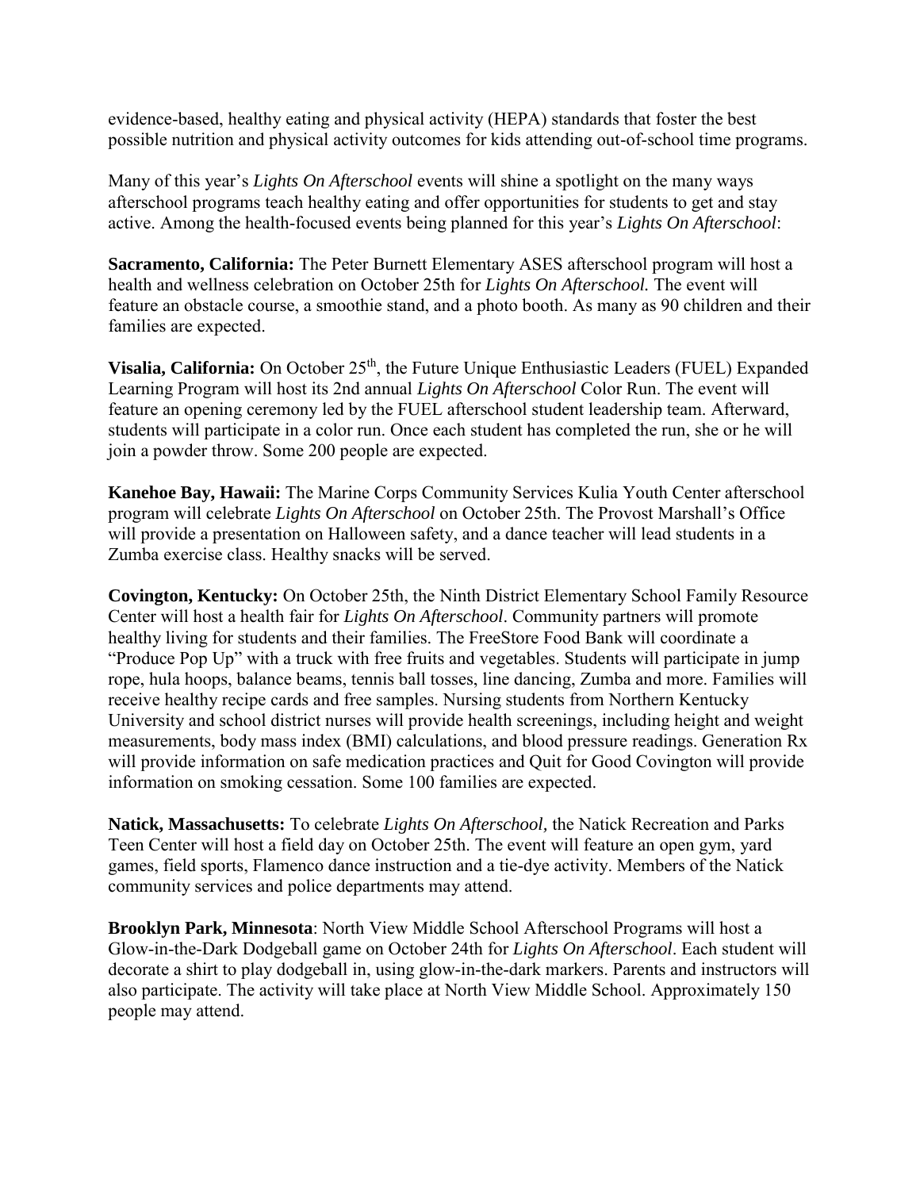evidence-based, healthy eating and physical activity (HEPA) standards that foster the best possible nutrition and physical activity outcomes for kids attending out-of-school time programs.

Many of this year's *Lights On Afterschool* events will shine a spotlight on the many ways afterschool programs teach healthy eating and offer opportunities for students to get and stay active. Among the health-focused events being planned for this year's *Lights On Afterschool*:

**Sacramento, California:** The Peter Burnett Elementary ASES afterschool program will host a health and wellness celebration on October 25th for *Lights On Afterschool.* The event will feature an obstacle course, a smoothie stand, and a photo booth. As many as 90 children and their families are expected.

**Visalia, California:** On October 25th, the Future Unique Enthusiastic Leaders (FUEL) Expanded Learning Program will host its 2nd annual *Lights On Afterschool* Color Run. The event will feature an opening ceremony led by the FUEL afterschool student leadership team. Afterward, students will participate in a color run. Once each student has completed the run, she or he will join a powder throw. Some 200 people are expected.

**Kanehoe Bay, Hawaii:** The Marine Corps Community Services Kulia Youth Center afterschool program will celebrate *Lights On Afterschool* on October 25th. The Provost Marshall's Office will provide a presentation on Halloween safety, and a dance teacher will lead students in a Zumba exercise class. Healthy snacks will be served.

**Covington, Kentucky:** On October 25th, the Ninth District Elementary School Family Resource Center will host a health fair for *Lights On Afterschool*. Community partners will promote healthy living for students and their families. The FreeStore Food Bank will coordinate a "Produce Pop Up" with a truck with free fruits and vegetables. Students will participate in jump rope, hula hoops, balance beams, tennis ball tosses, line dancing, Zumba and more. Families will receive healthy recipe cards and free samples. Nursing students from Northern Kentucky University and school district nurses will provide health screenings, including height and weight measurements, body mass index (BMI) calculations, and blood pressure readings. Generation Rx will provide information on safe medication practices and Quit for Good Covington will provide information on smoking cessation. Some 100 families are expected.

**Natick, Massachusetts:** To celebrate *Lights On Afterschool,* the Natick Recreation and Parks Teen Center will host a field day on October 25th. The event will feature an open gym, yard games, field sports, Flamenco dance instruction and a tie-dye activity. Members of the Natick community services and police departments may attend.

**Brooklyn Park, Minnesota**: North View Middle School Afterschool Programs will host a Glow-in-the-Dark Dodgeball game on October 24th for *Lights On Afterschool*. Each student will decorate a shirt to play dodgeball in, using glow-in-the-dark markers. Parents and instructors will also participate. The activity will take place at North View Middle School. Approximately 150 people may attend.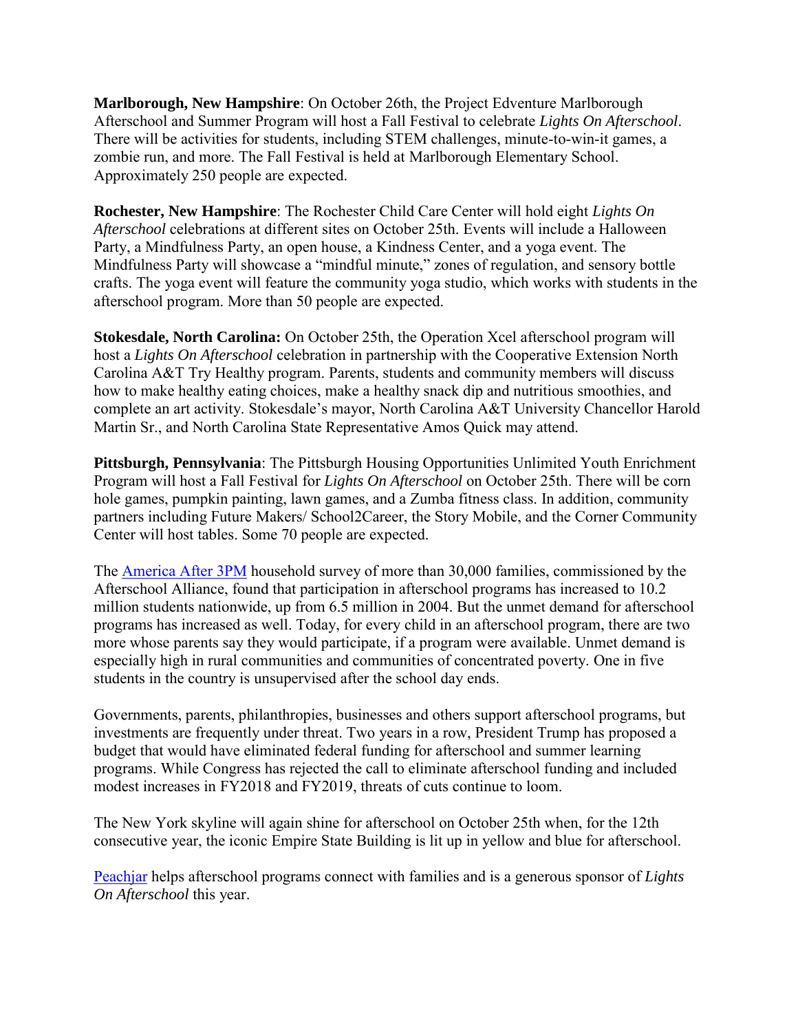**Marlborough, New Hampshire**: On October 26th, the Project Edventure Marlborough Afterschool and Summer Program will host a Fall Festival to celebrate *Lights On Afterschool*. There will be activities for students, including STEM challenges, minute-to-win-it games, a zombie run, and more. The Fall Festival is held at Marlborough Elementary School. Approximately 250 people are expected.

**Rochester, New Hampshire**: The Rochester Child Care Center will hold eight *Lights On Afterschool* celebrations at different sites on October 25th. Events will include a Halloween Party, a Mindfulness Party, an open house, a Kindness Center, and a yoga event. The Mindfulness Party will showcase a "mindful minute," zones of regulation, and sensory bottle crafts. The yoga event will feature the community yoga studio, which works with students in the afterschool program. More than 50 people are expected.

**Stokesdale, North Carolina:** On October 25th, the Operation Xcel afterschool program will host a *Lights On Afterschool* celebration in partnership with the Cooperative Extension North Carolina A&T Try Healthy program. Parents, students and community members will discuss how to make healthy eating choices, make a healthy snack dip and nutritious smoothies, and complete an art activity. Stokesdale's mayor, North Carolina A&T University Chancellor Harold Martin Sr., and North Carolina State Representative Amos Quick may attend.

**Pittsburgh, Pennsylvania**: The Pittsburgh Housing Opportunities Unlimited Youth Enrichment Program will host a Fall Festival for *Lights On Afterschool* on October 25th. There will be corn hole games, pumpkin painting, lawn games, and a Zumba fitness class. In addition, community partners including Future Makers/ School2Career, the Story Mobile, and the Corner Community Center will host tables. Some 70 people are expected.

The America After 3PM household survey of more than 30,000 families, commissioned by the Afterschool Alliance, found that participation in afterschool programs has increased to 10.2 million students nationwide, up from 6.5 million in 2004. But the unmet demand for afterschool programs has increased as well. Today, for every child in an afterschool program, there are two more whose parents say they would participate, if a program were available. Unmet demand is especially high in rural communities and communities of concentrated poverty. One in five students in the country is unsupervised after the school day ends.

Governments, parents, philanthropies, businesses and others support afterschool programs, but investments are frequently under threat. Two years in a row, President Trump has proposed a budget that would have eliminated federal funding for afterschool and summer learning programs. While Congress has rejected the call to eliminate afterschool funding and included modest increases in FY2018 and FY2019, threats of cuts continue to loom.

The New York skyline will again shine for afterschool on October 25th when, for the 12th consecutive year, the iconic Empire State Building is lit up in yellow and blue for afterschool.

Peachjar helps afterschool programs connect with families and is a generous sponsor of *Lights On Afterschool* this year.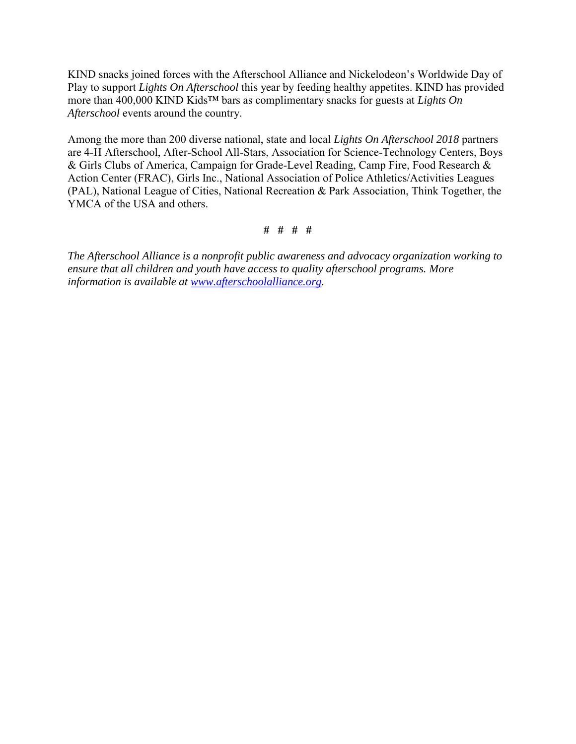KIND snacks joined forces with the Afterschool Alliance and Nickelodeon's Worldwide Day of Play to support *Lights On Afterschool* this year by feeding healthy appetites. KIND has provided more than 400,000 KIND Kids™ bars as complimentary snacks for guests at *Lights On Afterschool* events around the country.

Among the more than 200 diverse national, state and local *Lights On Afterschool 2018* partners are 4-H Afterschool, After-School All-Stars, Association for Science-Technology Centers, Boys & Girls Clubs of America, Campaign for Grade-Level Reading, Camp Fire, Food Research & Action Center (FRAC), Girls Inc., National Association of Police Athletics/Activities Leagues (PAL), National League of Cities, National Recreation & Park Association, Think Together, the YMCA of the USA and others.

# # # #

*The Afterschool Alliance is a nonprofit public awareness and advocacy organization working to ensure that all children and youth have access to quality afterschool programs. More information is available at [www.afterschoolalliance.org](http://www.afterschoolalliance.org).*